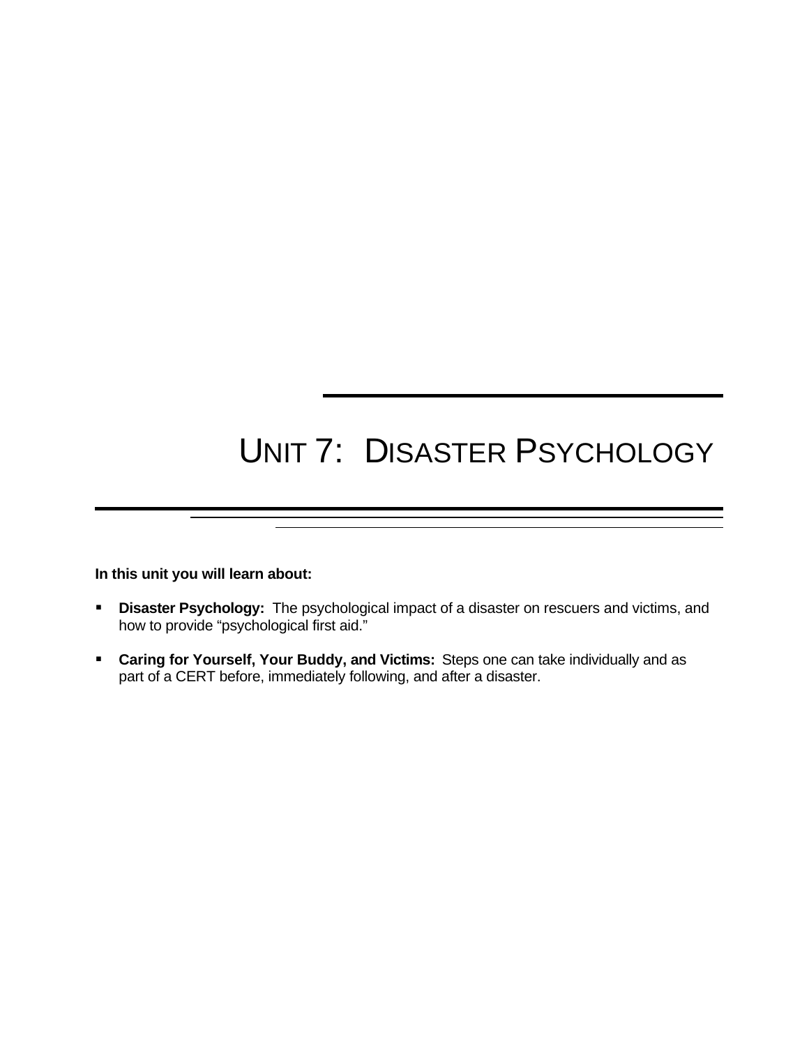# UNIT 7: DISASTER PSYCHOLOGY

**In this unit you will learn about:**

- **Disaster Psychology:** The psychological impact of a disaster on rescuers and victims, and how to provide "psychological first aid."
- **Caring for Yourself, Your Buddy, and Victims:** Steps one can take individually and as part of a CERT before, immediately following, and after a disaster.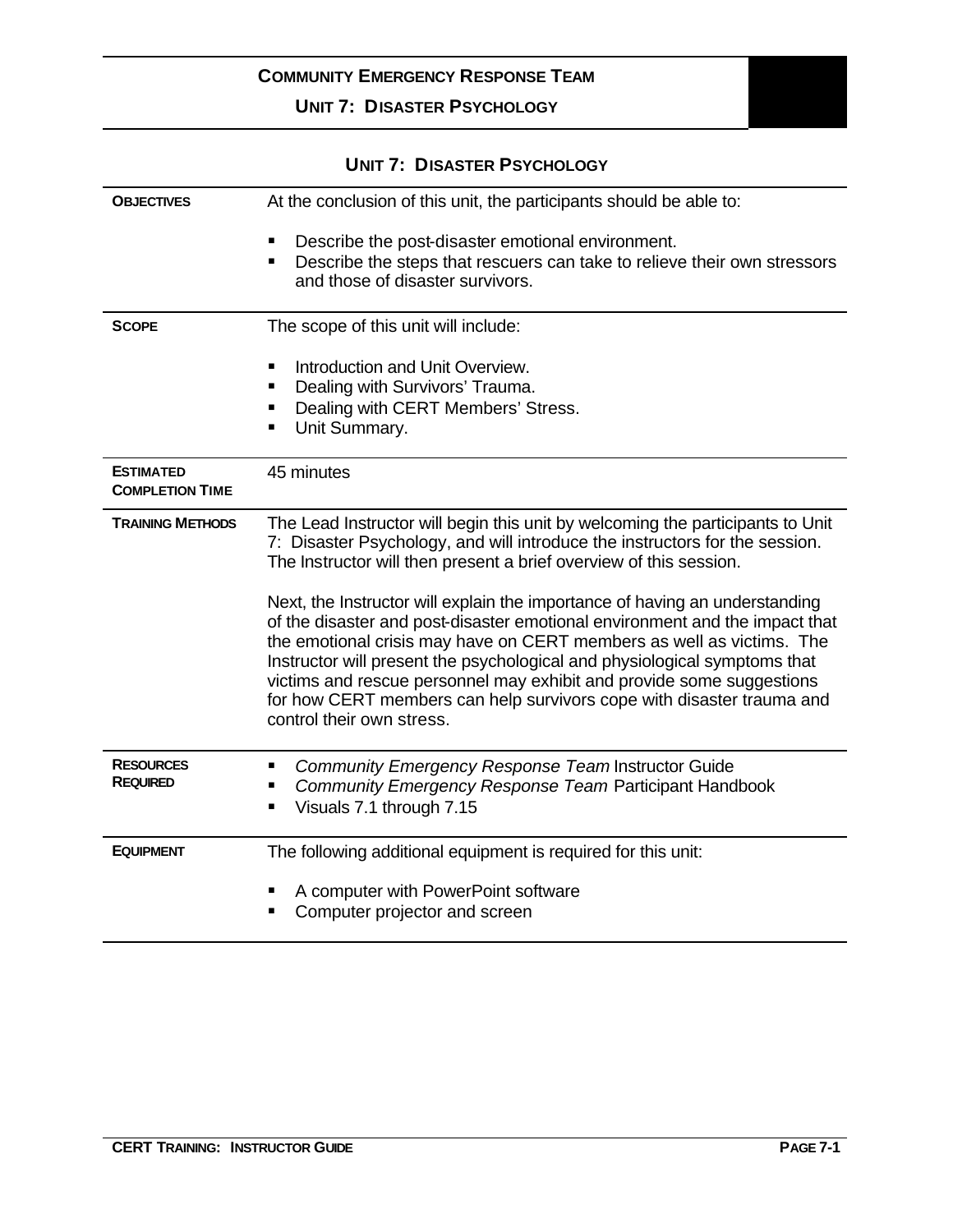# UNIT 7: DISASTER PSYCHOLOGY

| | |
|---|---|
| **OBJECTIVES** | At the conclusion of this unit, the participants should be able to:<br><br>- Describe the post-disaster emotional environment.<br>- Describe the steps that rescuers can take to relieve their own stressors and those of disaster survivors. |
| **SCOPE** | The scope of this unit will include:<br><br>- Introduction and Unit Overview.<br>- Dealing with Survivors' Trauma.<br>- Dealing with CERT Members' Stress.<br>- Unit Summary. |
| **ESTIMATED COMPLETION TIME** | 45 minutes |
| **TRAINING METHODS** | The Lead Instructor will begin this unit by welcoming the participants to Unit 7: Disaster Psychology, and will introduce the instructors for the session. The Instructor will then present a brief overview of this session.<br><br>Next, the Instructor will explain the importance of having an understanding of the disaster and post-disaster emotional environment and the impact that the emotional crisis may have on CERT members as well as victims. The Instructor will present the psychological and physiological symptoms that victims and rescue personnel may exhibit and provide some suggestions for how CERT members can help survivors cope with disaster trauma and control their own stress. |
| **RESOURCES REQUIRED** | - *Community Emergency Response Team* Instructor Guide<br>- *Community Emergency Response Team* Participant Handbook<br>- Visuals 7.1 through 7.15 |
| **EQUIPMENT** | The following additional equipment is required for this unit:<br><br>- A computer with PowerPoint software<br>- Computer projector and screen |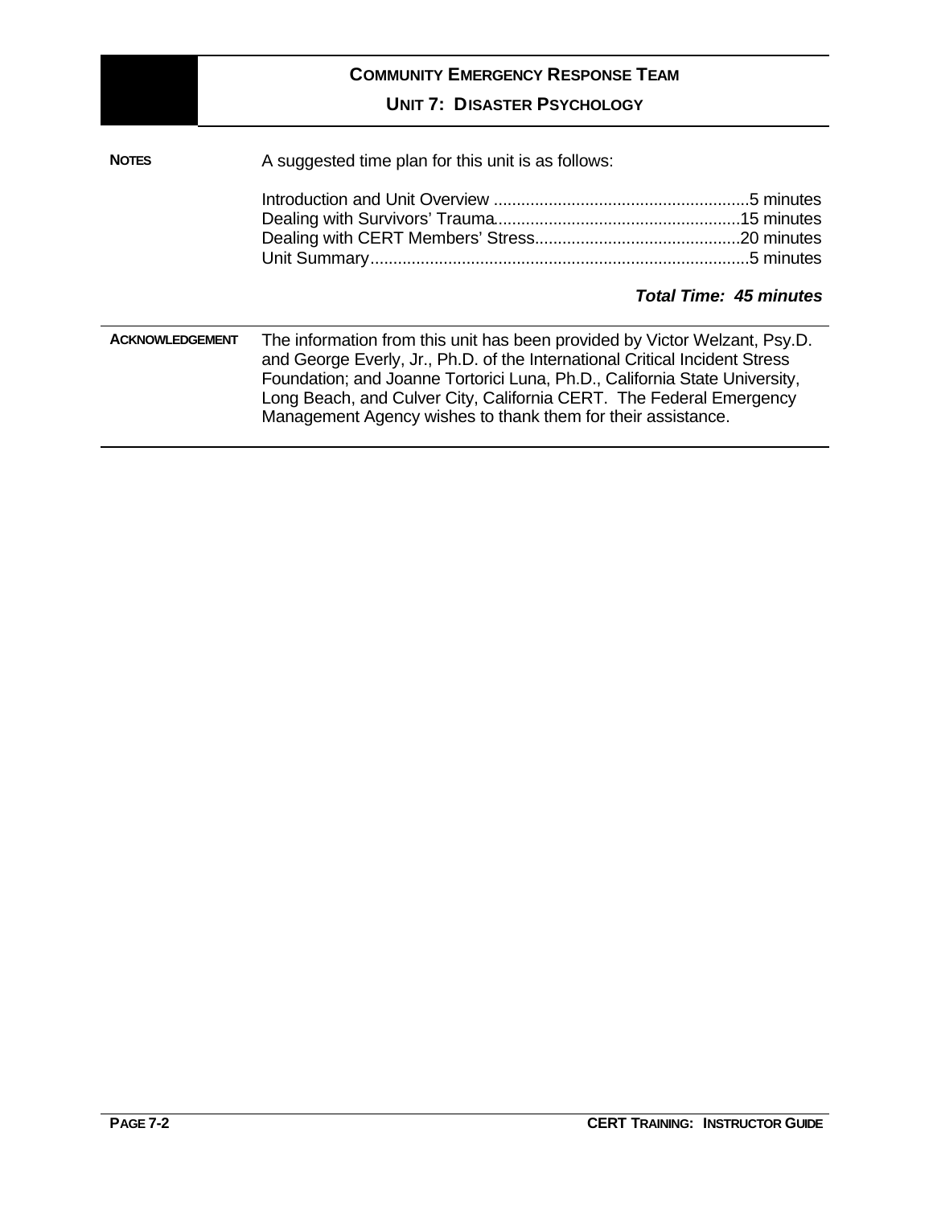**NOTES**

A suggested time plan for this unit is as follows:

| Section | Time |
| --- | --- |
| Introduction and Unit Overview | 5 minutes |
| Dealing with Survivors' Trauma | 15 minutes |
| Dealing with CERT Members' Stress | 20 minutes |
| Unit Summary | 5 minutes |

***Total Time: 45 minutes***

**ACKNOWLEDGEMENT**

The information from this unit has been provided by Victor Welzant, Psy.D. and George Everly, Jr., Ph.D. of the International Critical Incident Stress Foundation; and Joanne Tortorici Luna, Ph.D., California State University, Long Beach, and Culver City, California CERT. The Federal Emergency Management Agency wishes to thank them for their assistance.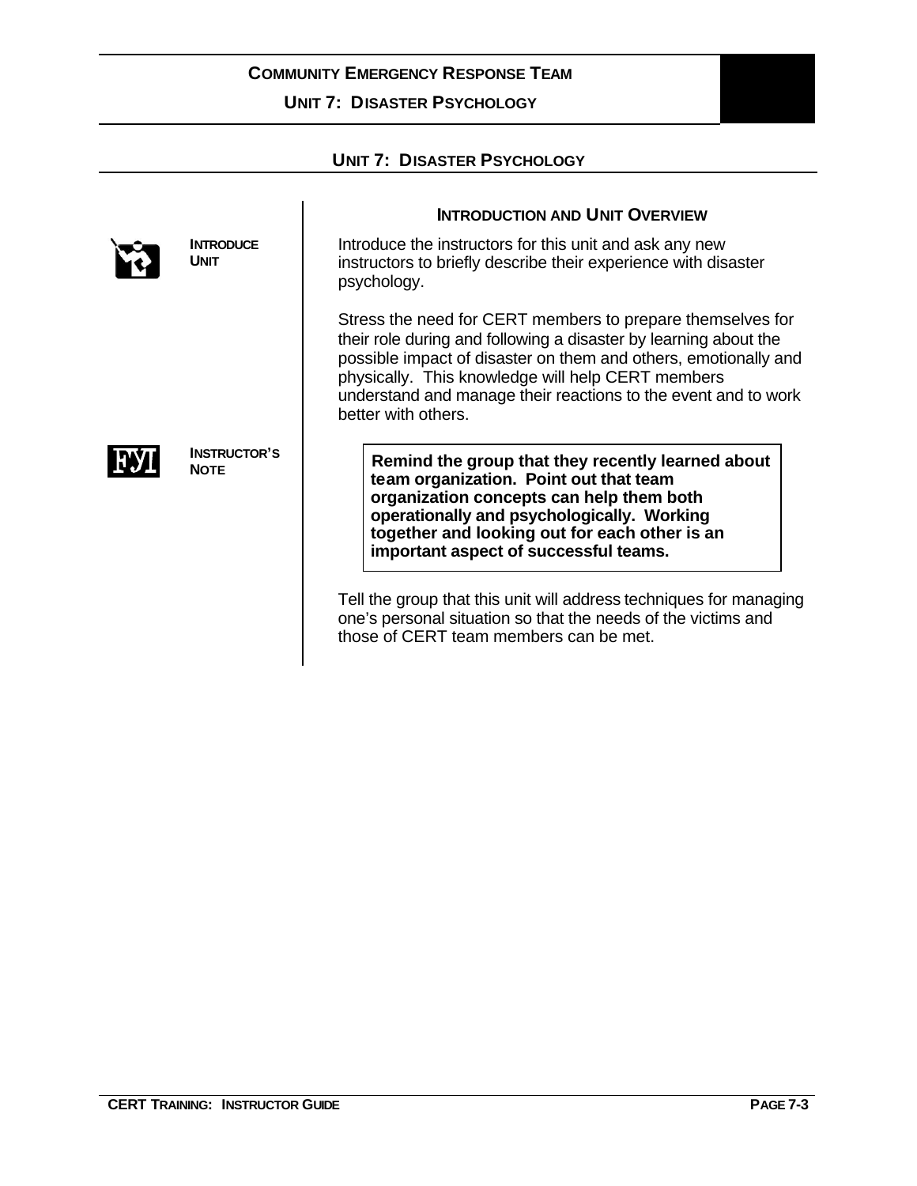## UNIT 7: DISASTER PSYCHOLOGY

### INTRODUCTION AND UNIT OVERVIEW

**INTRODUCE UNIT**

Introduce the instructors for this unit and ask any new instructors to briefly describe their experience with disaster psychology.

Stress the need for CERT members to prepare themselves for their role during and following a disaster by learning about the possible impact of disaster on them and others, emotionally and physically. This knowledge will help CERT members understand and manage their reactions to the event and to work better with others.

**INSTRUCTOR'S NOTE**

> **Remind the group that they recently learned about team organization. Point out that team organization concepts can help them both operationally and psychologically. Working together and looking out for each other is an important aspect of successful teams.**

Tell the group that this unit will address techniques for managing one's personal situation so that the needs of the victims and those of CERT team members can be met.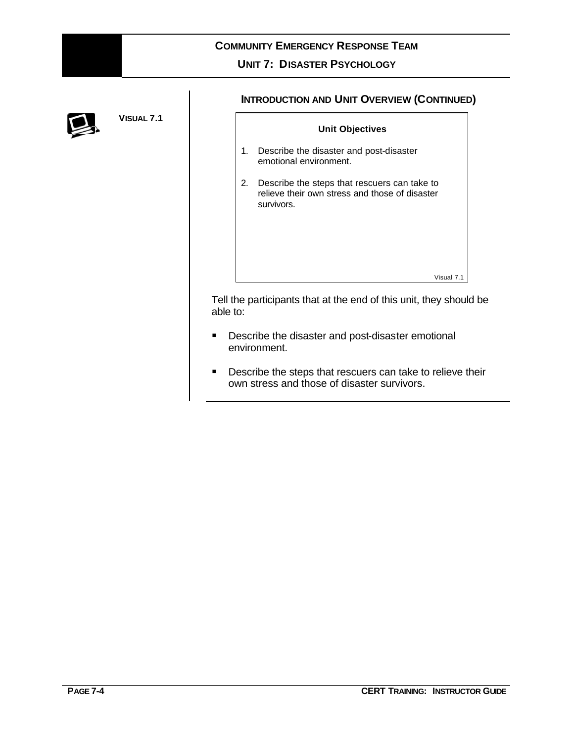## Introduction and Unit Overview (Continued)

**VISUAL 7.1**

> **Unit Objectives**
>
> 1. Describe the disaster and post-disaster emotional environment.
> 2. Describe the steps that rescuers can take to relieve their own stress and those of disaster survivors.
>
> Visual 7.1

Tell the participants that at the end of this unit, they should be able to:

- Describe the disaster and post-disaster emotional environment.
- Describe the steps that rescuers can take to relieve their own stress and those of disaster survivors.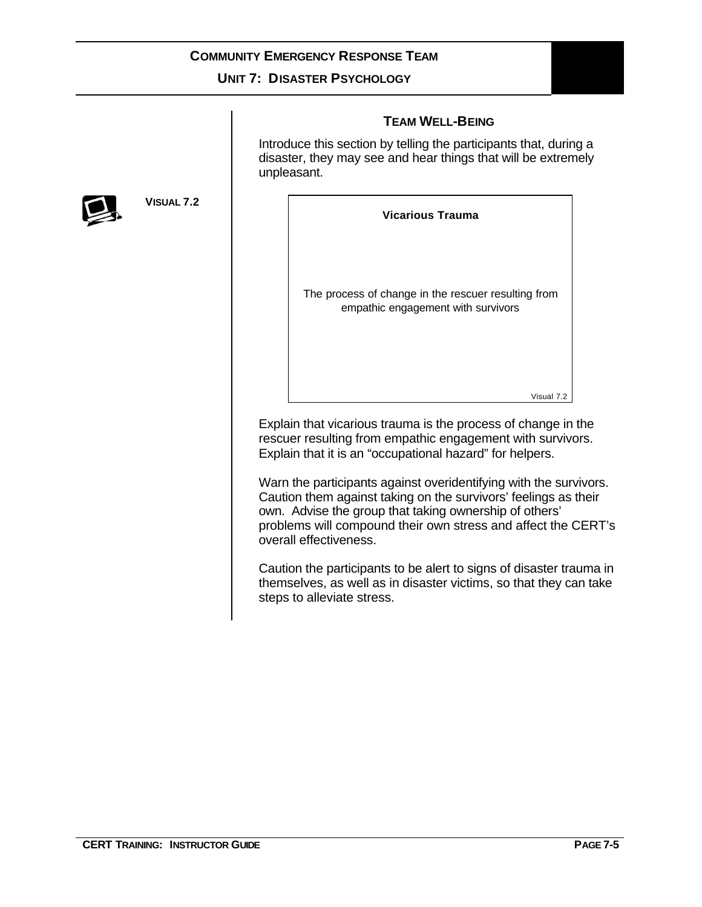## TEAM WELL-BEING

Introduce this section by telling the participants that, during a disaster, they may see and hear things that will be extremely unpleasant.

**VISUAL 7.2**

**Vicarious Trauma**

The process of change in the rescuer resulting from empathic engagement with survivors

Visual 7.2

Explain that vicarious trauma is the process of change in the rescuer resulting from empathic engagement with survivors. Explain that it is an "occupational hazard" for helpers.

Warn the participants against overidentifying with the survivors. Caution them against taking on the survivors' feelings as their own. Advise the group that taking ownership of others' problems will compound their own stress and affect the CERT's overall effectiveness.

Caution the participants to be alert to signs of disaster trauma in themselves, as well as in disaster victims, so that they can take steps to alleviate stress.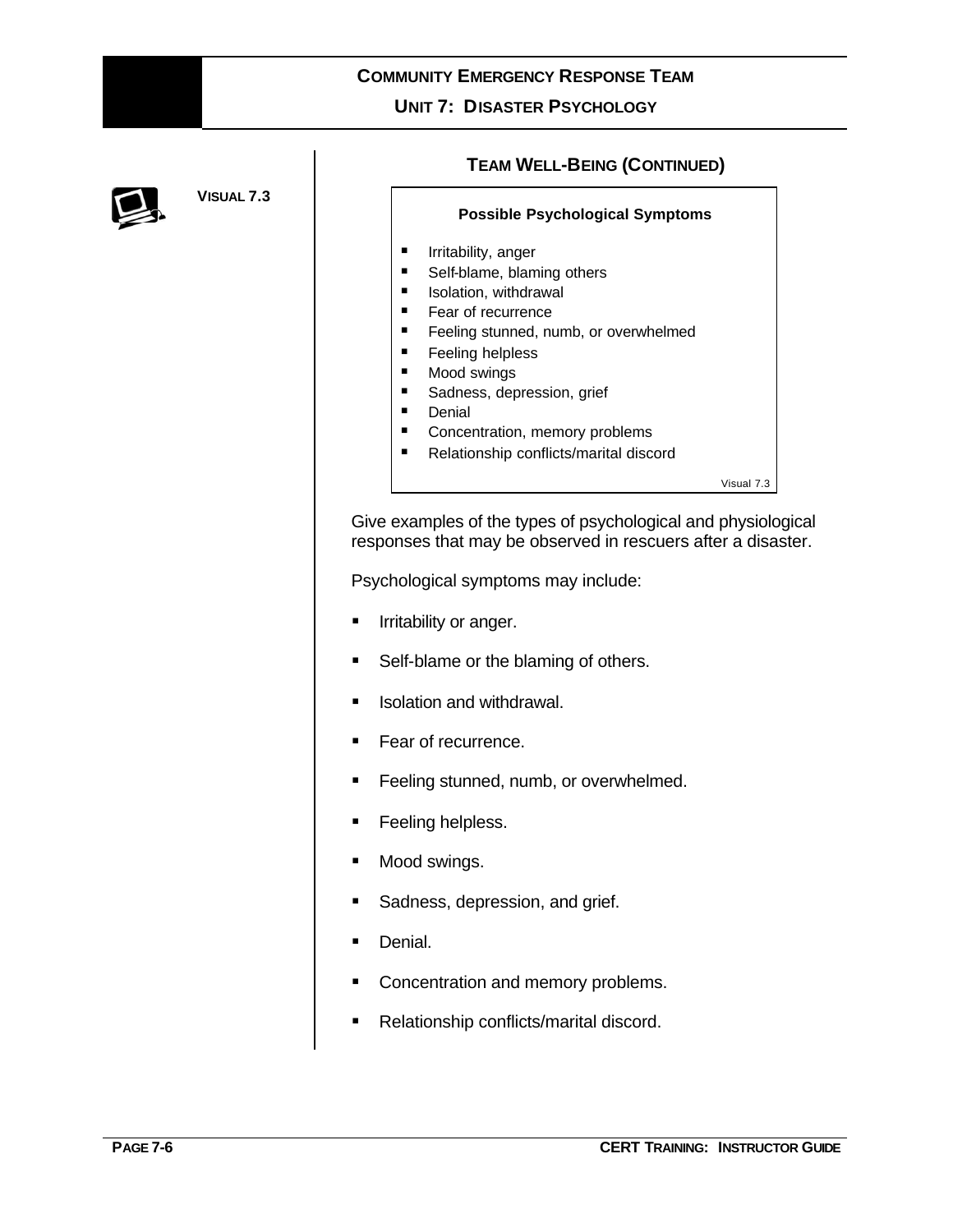## TEAM WELL-BEING (CONTINUED)

**VISUAL 7.3**

> **Possible Psychological Symptoms**
>
> - Irritability, anger
> - Self-blame, blaming others
> - Isolation, withdrawal
> - Fear of recurrence
> - Feeling stunned, numb, or overwhelmed
> - Feeling helpless
> - Mood swings
> - Sadness, depression, grief
> - Denial
> - Concentration, memory problems
> - Relationship conflicts/marital discord
>
> Visual 7.3

Give examples of the types of psychological and physiological responses that may be observed in rescuers after a disaster.

Psychological symptoms may include:

- Irritability or anger.
- Self-blame or the blaming of others.
- Isolation and withdrawal.
- Fear of recurrence.
- Feeling stunned, numb, or overwhelmed.
- Feeling helpless.
- Mood swings.
- Sadness, depression, and grief.
- Denial.
- Concentration and memory problems.
- Relationship conflicts/marital discord.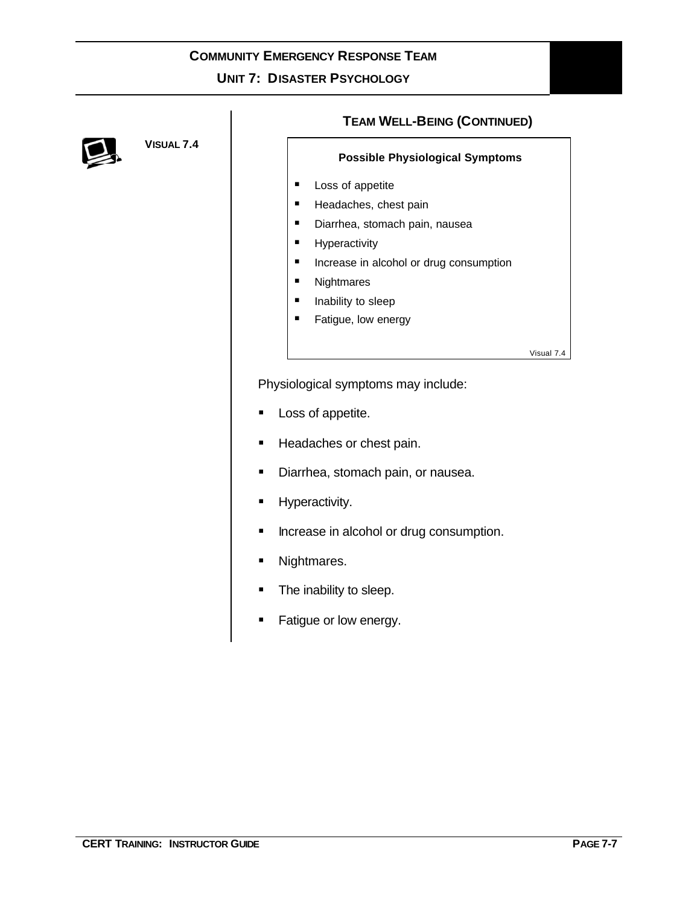## TEAM WELL-BEING (CONTINUED)

**VISUAL 7.4**

> **Possible Physiological Symptoms**
>
> - Loss of appetite
> - Headaches, chest pain
> - Diarrhea, stomach pain, nausea
> - Hyperactivity
> - Increase in alcohol or drug consumption
> - Nightmares
> - Inability to sleep
> - Fatigue, low energy
>
> Visual 7.4

Physiological symptoms may include:

- Loss of appetite.
- Headaches or chest pain.
- Diarrhea, stomach pain, or nausea.
- Hyperactivity.
- Increase in alcohol or drug consumption.
- Nightmares.
- The inability to sleep.
- Fatigue or low energy.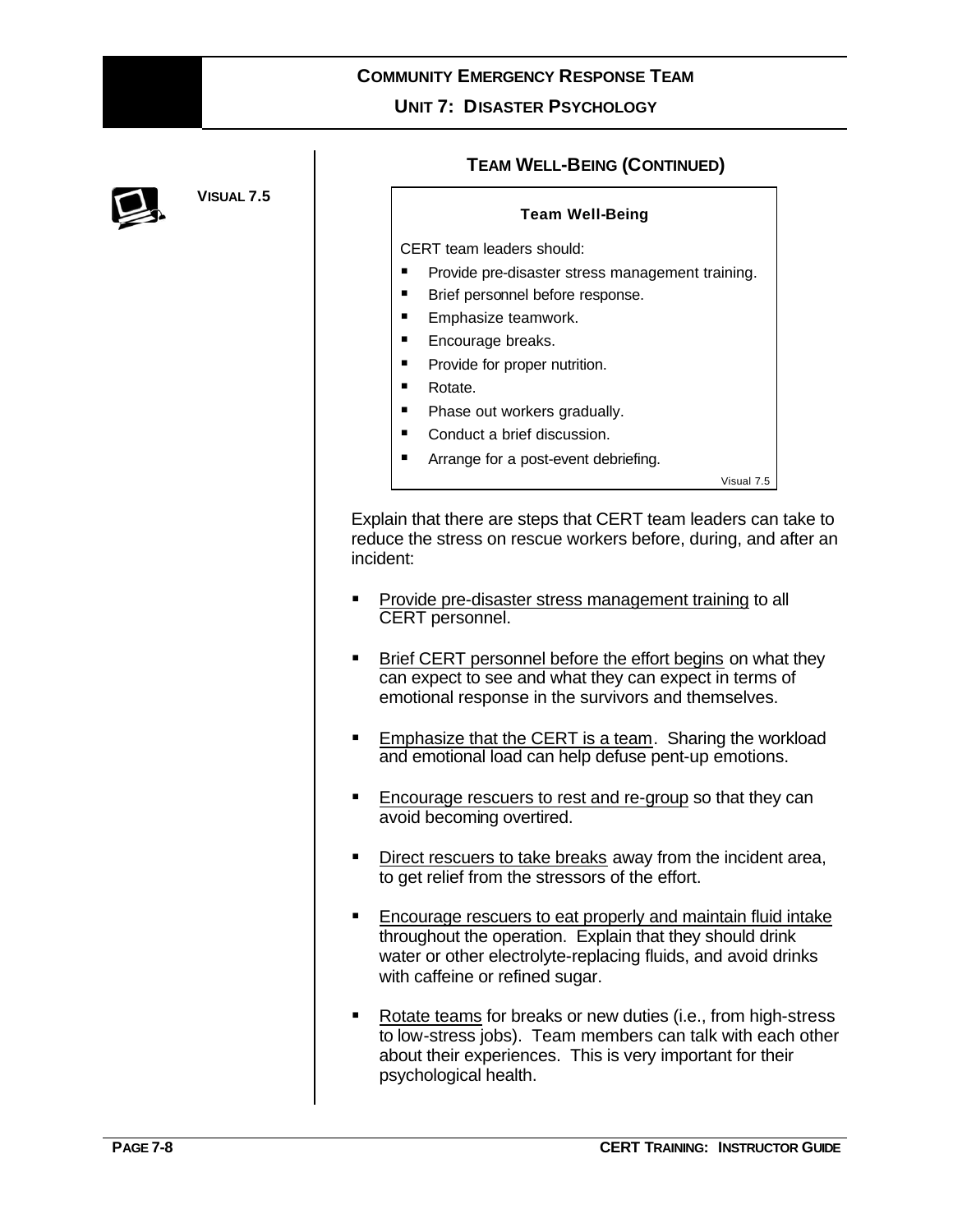## TEAM WELL-BEING (CONTINUED)

**VISUAL 7.5**

> **Team Well-Being**
>
> CERT team leaders should:
>
> - Provide pre-disaster stress management training.
> - Brief personnel before response.
> - Emphasize teamwork.
> - Encourage breaks.
> - Provide for proper nutrition.
> - Rotate.
> - Phase out workers gradually.
> - Conduct a brief discussion.
> - Arrange for a post-event debriefing.
>
> Visual 7.5

Explain that there are steps that CERT team leaders can take to reduce the stress on rescue workers before, during, and after an incident:

- Provide pre-disaster stress management training to all CERT personnel.
- Brief CERT personnel before the effort begins on what they can expect to see and what they can expect in terms of emotional response in the survivors and themselves.
- Emphasize that the CERT is a team. Sharing the workload and emotional load can help defuse pent-up emotions.
- Encourage rescuers to rest and re-group so that they can avoid becoming overtired.
- Direct rescuers to take breaks away from the incident area, to get relief from the stressors of the effort.
- Encourage rescuers to eat properly and maintain fluid intake throughout the operation. Explain that they should drink water or other electrolyte-replacing fluids, and avoid drinks with caffeine or refined sugar.
- Rotate teams for breaks or new duties (i.e., from high-stress to low-stress jobs). Team members can talk with each other about their experiences. This is very important for their psychological health.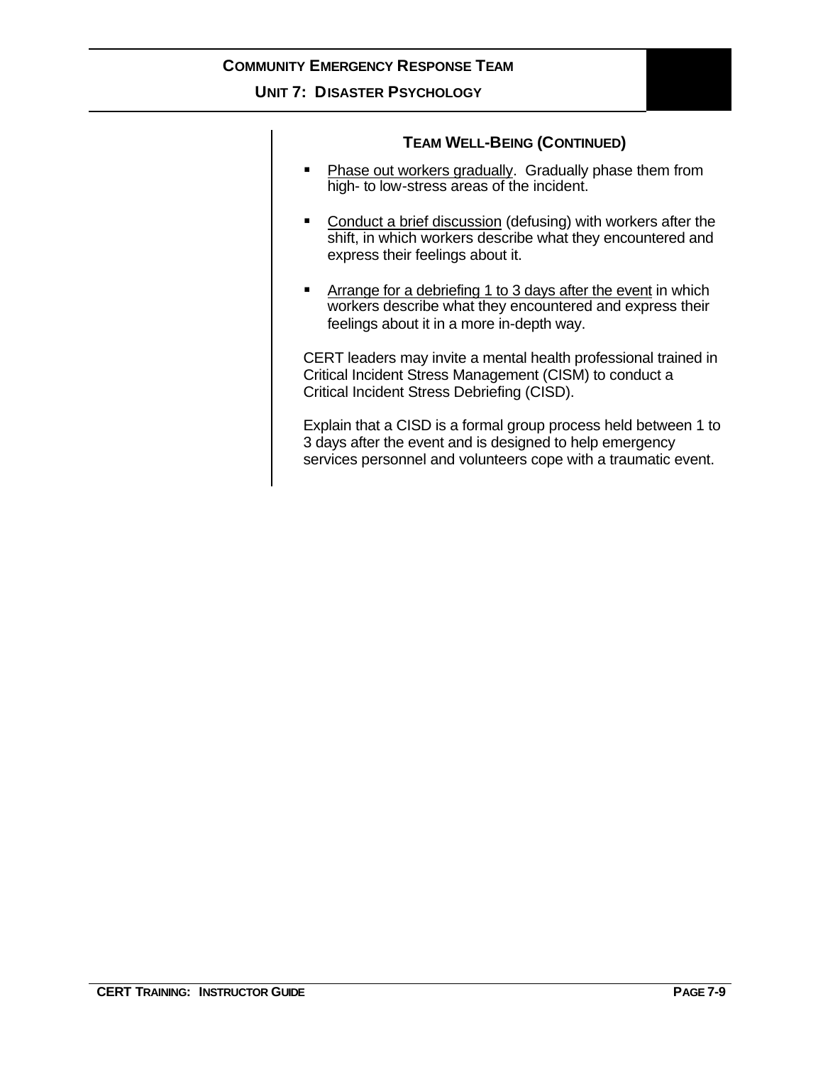### TEAM WELL-BEING (CONTINUED)

- Phase out workers gradually. Gradually phase them from high- to low-stress areas of the incident.
- Conduct a brief discussion (defusing) with workers after the shift, in which workers describe what they encountered and express their feelings about it.
- Arrange for a debriefing 1 to 3 days after the event in which workers describe what they encountered and express their feelings about it in a more in-depth way.

CERT leaders may invite a mental health professional trained in Critical Incident Stress Management (CISM) to conduct a Critical Incident Stress Debriefing (CISD).

Explain that a CISD is a formal group process held between 1 to 3 days after the event and is designed to help emergency services personnel and volunteers cope with a traumatic event.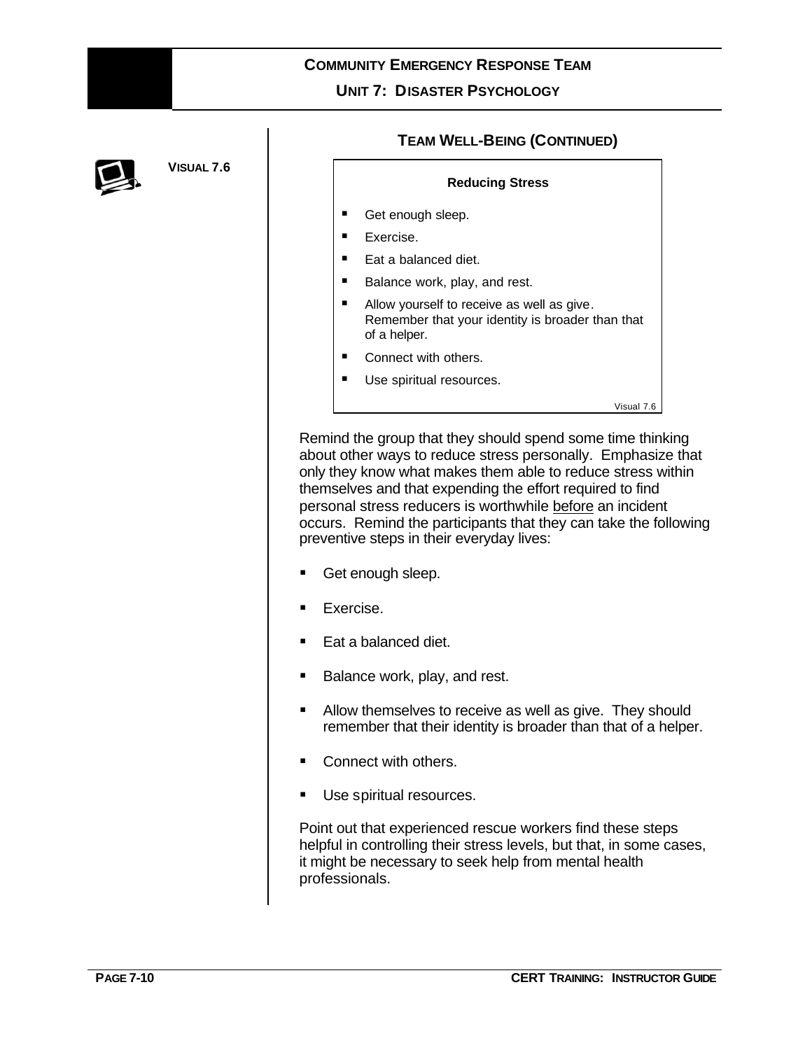## TEAM WELL-BEING (CONTINUED)

**VISUAL 7.6**

> **Reducing Stress**
>
> - Get enough sleep.
> - Exercise.
> - Eat a balanced diet.
> - Balance work, play, and rest.
> - Allow yourself to receive as well as give. Remember that your identity is broader than that of a helper.
> - Connect with others.
> - Use spiritual resources.
>
> Visual 7.6

Remind the group that they should spend some time thinking about other ways to reduce stress personally. Emphasize that only they know what makes them able to reduce stress within themselves and that expending the effort required to find personal stress reducers is worthwhile <u>before</u> an incident occurs. Remind the participants that they can take the following preventive steps in their everyday lives:

- Get enough sleep.
- Exercise.
- Eat a balanced diet.
- Balance work, play, and rest.
- Allow themselves to receive as well as give. They should remember that their identity is broader than that of a helper.
- Connect with others.
- Use spiritual resources.

Point out that experienced rescue workers find these steps helpful in controlling their stress levels, but that, in some cases, it might be necessary to seek help from mental health professionals.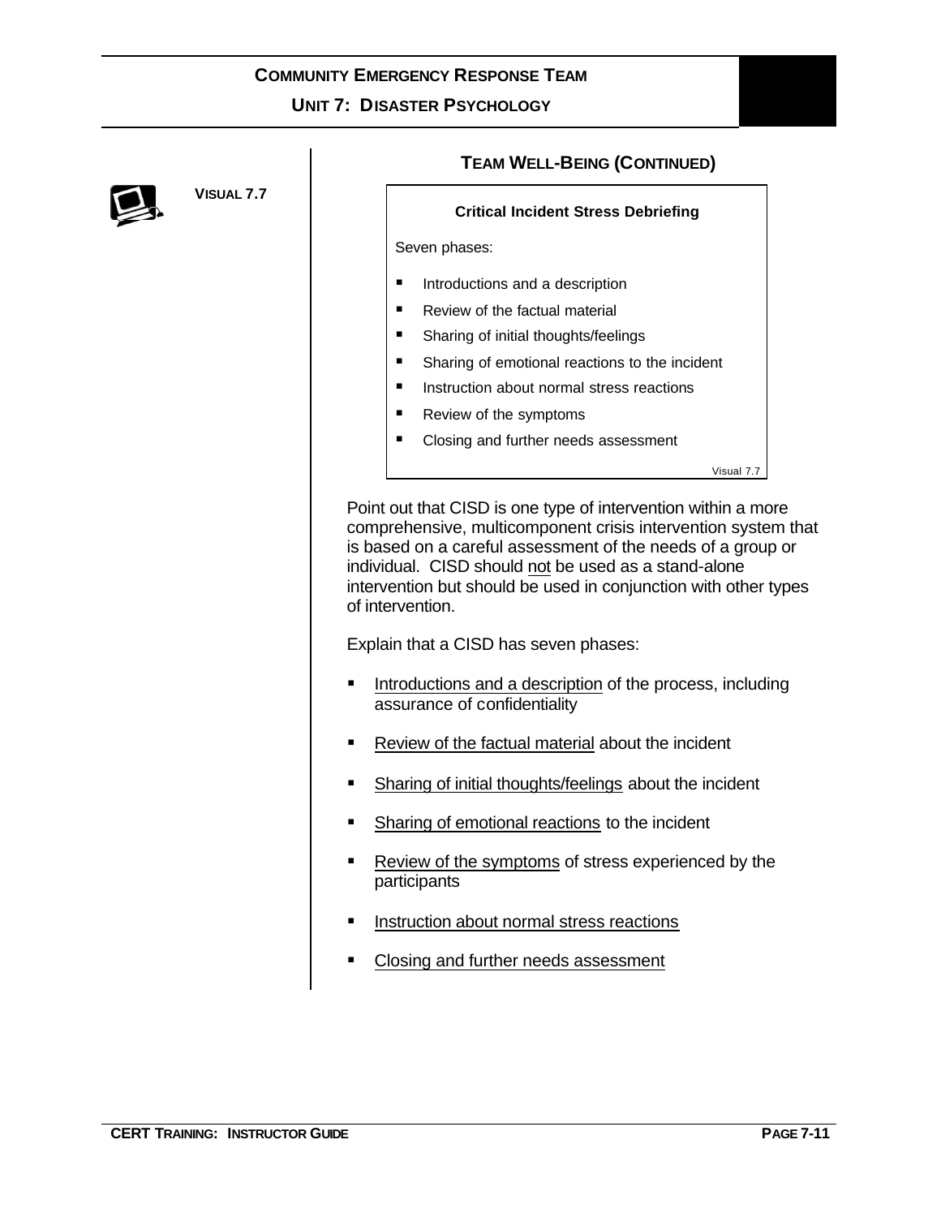## TEAM WELL-BEING (CONTINUED)

**VISUAL 7.7**

> **Critical Incident Stress Debriefing**
>
> Seven phases:
>
> - Introductions and a description
> - Review of the factual material
> - Sharing of initial thoughts/feelings
> - Sharing of emotional reactions to the incident
> - Instruction about normal stress reactions
> - Review of the symptoms
> - Closing and further needs assessment
>
> Visual 7.7

Point out that CISD is one type of intervention within a more comprehensive, multicomponent crisis intervention system that is based on a careful assessment of the needs of a group or individual. CISD should not be used as a stand-alone intervention but should be used in conjunction with other types of intervention.

Explain that a CISD has seven phases:

- Introductions and a description of the process, including assurance of confidentiality
- Review of the factual material about the incident
- Sharing of initial thoughts/feelings about the incident
- Sharing of emotional reactions to the incident
- Review of the symptoms of stress experienced by the participants
- Instruction about normal stress reactions
- Closing and further needs assessment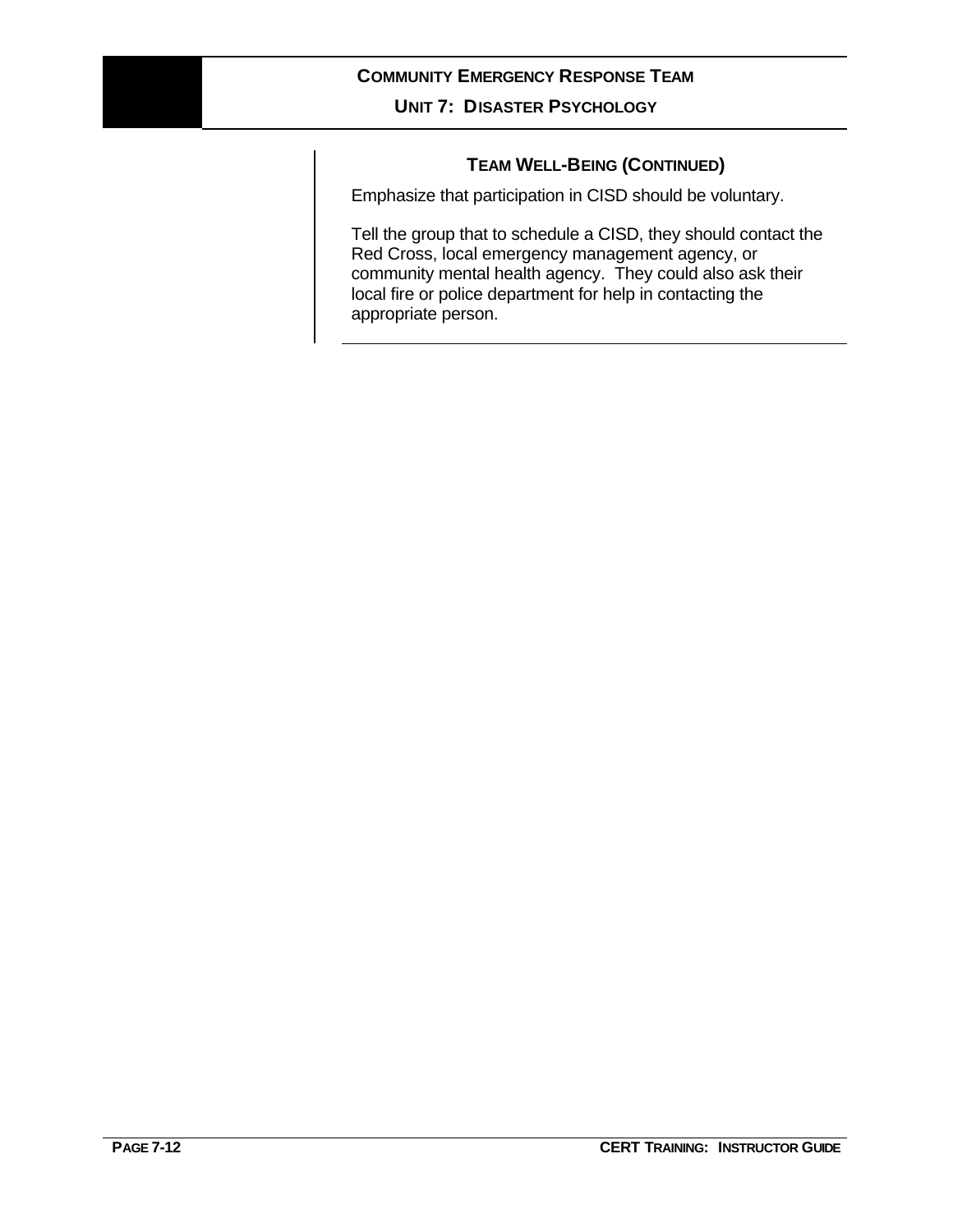### Team Well-Being (Continued)

Emphasize that participation in CISD should be voluntary.

Tell the group that to schedule a CISD, they should contact the Red Cross, local emergency management agency, or community mental health agency. They could also ask their local fire or police department for help in contacting the appropriate person.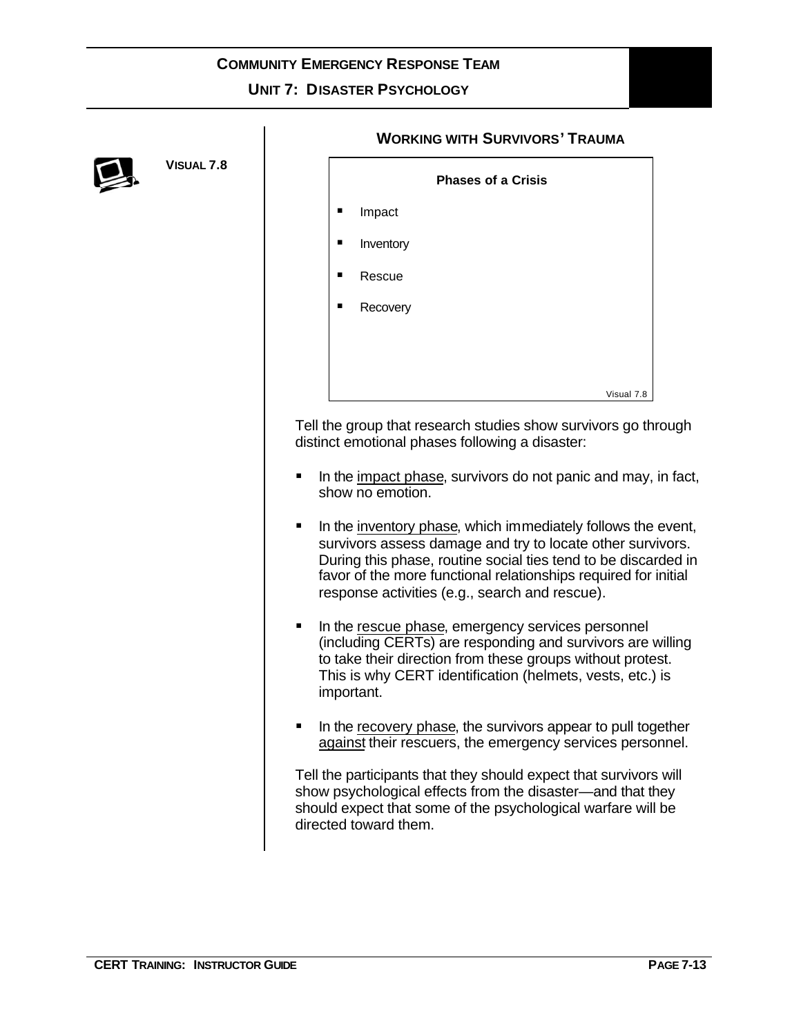**VISUAL 7.8**

### WORKING WITH SURVIVORS' TRAUMA

**Phases of a Crisis**

- Impact
- Inventory
- Rescue
- Recovery

Visual 7.8

Tell the group that research studies show survivors go through distinct emotional phases following a disaster:

- In the impact phase, survivors do not panic and may, in fact, show no emotion.
- In the inventory phase, which immediately follows the event, survivors assess damage and try to locate other survivors. During this phase, routine social ties tend to be discarded in favor of the more functional relationships required for initial response activities (e.g., search and rescue).
- In the rescue phase, emergency services personnel (including CERTs) are responding and survivors are willing to take their direction from these groups without protest. This is why CERT identification (helmets, vests, etc.) is important.
- In the recovery phase, the survivors appear to pull together against their rescuers, the emergency services personnel.

Tell the participants that they should expect that survivors will show psychological effects from the disaster—and that they should expect that some of the psychological warfare will be directed toward them.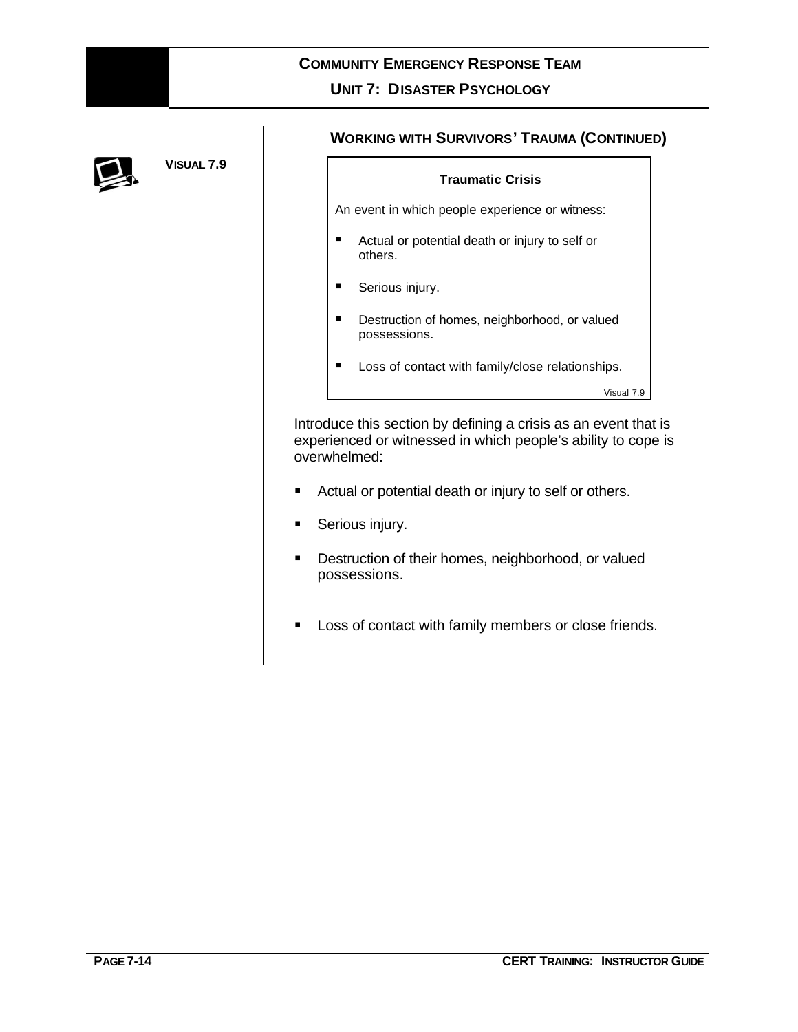## Working with Survivors' Trauma (Continued)

**Visual 7.9**

> **Traumatic Crisis**
>
> An event in which people experience or witness:
>
> - Actual or potential death or injury to self or others.
> - Serious injury.
> - Destruction of homes, neighborhood, or valued possessions.
> - Loss of contact with family/close relationships.
>
> Visual 7.9

Introduce this section by defining a crisis as an event that is experienced or witnessed in which people's ability to cope is overwhelmed:

- Actual or potential death or injury to self or others.
- Serious injury.
- Destruction of their homes, neighborhood, or valued possessions.
- Loss of contact with family members or close friends.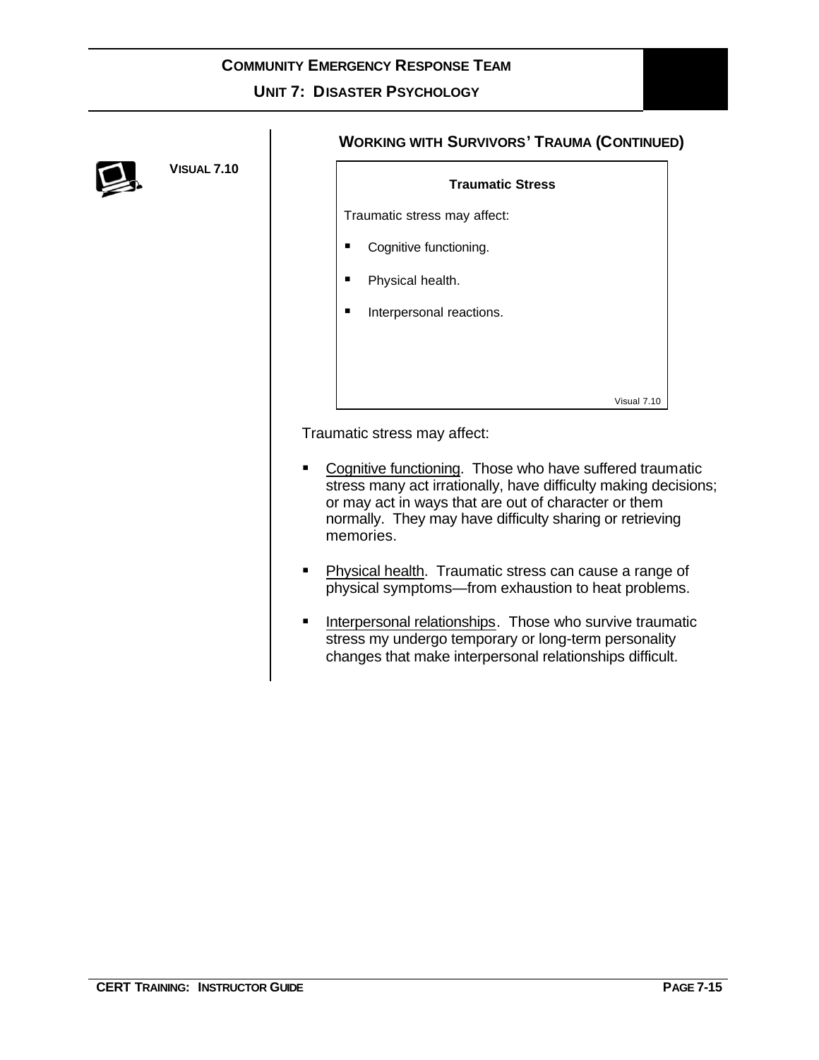## Working with Survivors' Trauma (Continued)

**Visual 7.10**

> **Traumatic Stress**
>
> Traumatic stress may affect:
>
> - Cognitive functioning.
> - Physical health.
> - Interpersonal reactions.
>
> Visual 7.10

Traumatic stress may affect:

- Cognitive functioning. Those who have suffered traumatic stress many act irrationally, have difficulty making decisions; or may act in ways that are out of character or them normally. They may have difficulty sharing or retrieving memories.
- Physical health. Traumatic stress can cause a range of physical symptoms—from exhaustion to heat problems.
- Interpersonal relationships. Those who survive traumatic stress my undergo temporary or long-term personality changes that make interpersonal relationships difficult.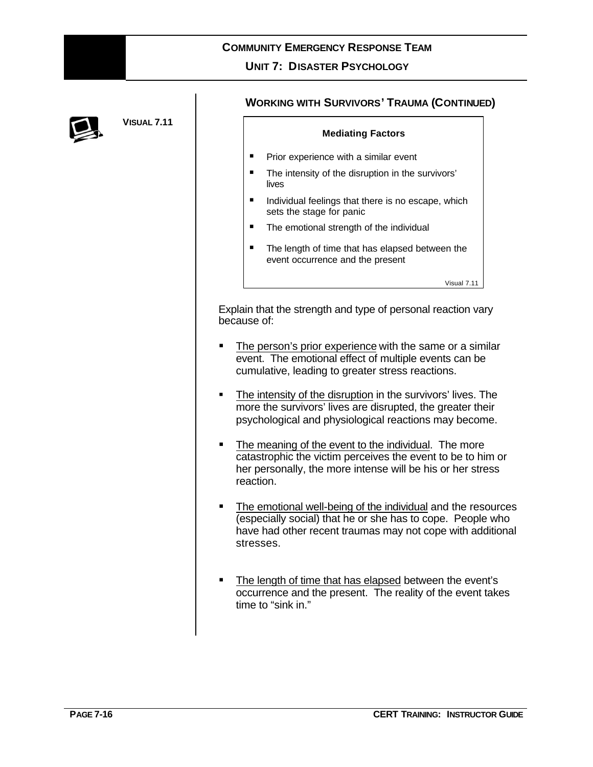## WORKING WITH SURVIVORS' TRAUMA (CONTINUED)

**VISUAL 7.11**

> **Mediating Factors**
>
> - Prior experience with a similar event
> - The intensity of the disruption in the survivors' lives
> - Individual feelings that there is no escape, which sets the stage for panic
> - The emotional strength of the individual
> - The length of time that has elapsed between the event occurrence and the present
>
> Visual 7.11

Explain that the strength and type of personal reaction vary because of:

- The person's prior experience with the same or a similar event. The emotional effect of multiple events can be cumulative, leading to greater stress reactions.
- The intensity of the disruption in the survivors' lives. The more the survivors' lives are disrupted, the greater their psychological and physiological reactions may become.
- The meaning of the event to the individual. The more catastrophic the victim perceives the event to be to him or her personally, the more intense will be his or her stress reaction.
- The emotional well-being of the individual and the resources (especially social) that he or she has to cope. People who have had other recent traumas may not cope with additional stresses.
- The length of time that has elapsed between the event's occurrence and the present. The reality of the event takes time to "sink in."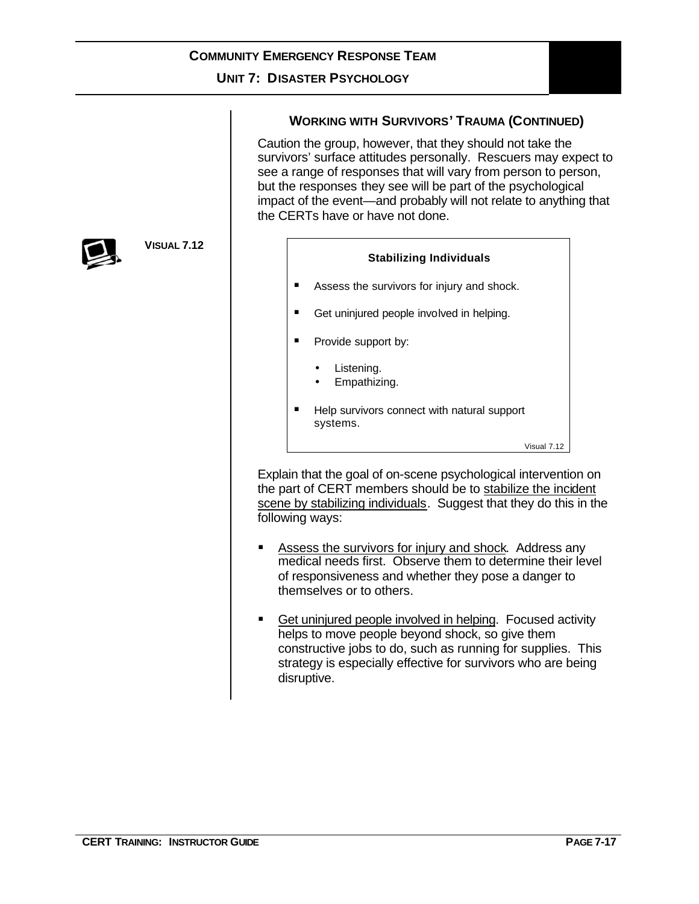### WORKING WITH SURVIVORS' TRAUMA (CONTINUED)

Caution the group, however, that they should not take the survivors' surface attitudes personally. Rescuers may expect to see a range of responses that will vary from person to person, but the responses they see will be part of the psychological impact of the event—and probably will not relate to anything that the CERTs have or have not done.

**VISUAL 7.12**

> **Stabilizing Individuals**
>
> - Assess the survivors for injury and shock.
> - Get uninjured people involved in helping.
> - Provide support by:
>   - Listening.
>   - Empathizing.
> - Help survivors connect with natural support systems.
>
> Visual 7.12

Explain that the goal of on-scene psychological intervention on the part of CERT members should be to stabilize the incident scene by stabilizing individuals. Suggest that they do this in the following ways:

- Assess the survivors for injury and shock. Address any medical needs first. Observe them to determine their level of responsiveness and whether they pose a danger to themselves or to others.
- Get uninjured people involved in helping. Focused activity helps to move people beyond shock, so give them constructive jobs to do, such as running for supplies. This strategy is especially effective for survivors who are being disruptive.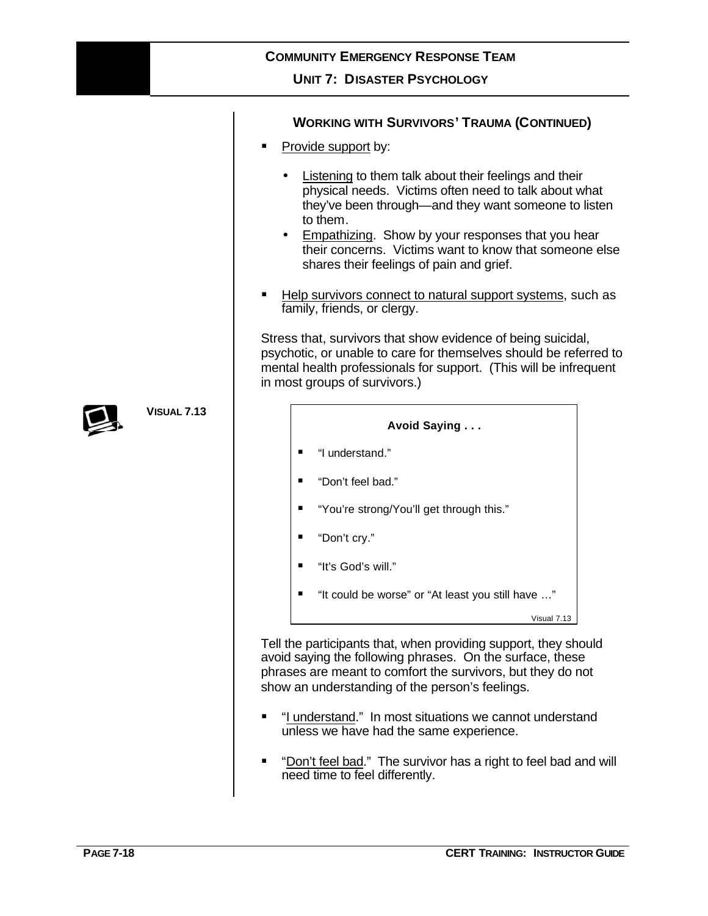### WORKING WITH SURVIVORS' TRAUMA (CONTINUED)

- Provide support by:
  - Listening to them talk about their feelings and their physical needs. Victims often need to talk about what they've been through—and they want someone to listen to them.
  - Empathizing. Show by your responses that you hear their concerns. Victims want to know that someone else shares their feelings of pain and grief.
- Help survivors connect to natural support systems, such as family, friends, or clergy.

Stress that, survivors that show evidence of being suicidal, psychotic, or unable to care for themselves should be referred to mental health professionals for support. (This will be infrequent in most groups of survivors.)

**VISUAL 7.13**

> **Avoid Saying . . .**
>
> - "I understand."
> - "Don't feel bad."
> - "You're strong/You'll get through this."
> - "Don't cry."
> - "It's God's will."
> - "It could be worse" or "At least you still have …"
>
> Visual 7.13

Tell the participants that, when providing support, they should avoid saying the following phrases. On the surface, these phrases are meant to comfort the survivors, but they do not show an understanding of the person's feelings.

- "I understand." In most situations we cannot understand unless we have had the same experience.
- "Don't feel bad." The survivor has a right to feel bad and will need time to feel differently.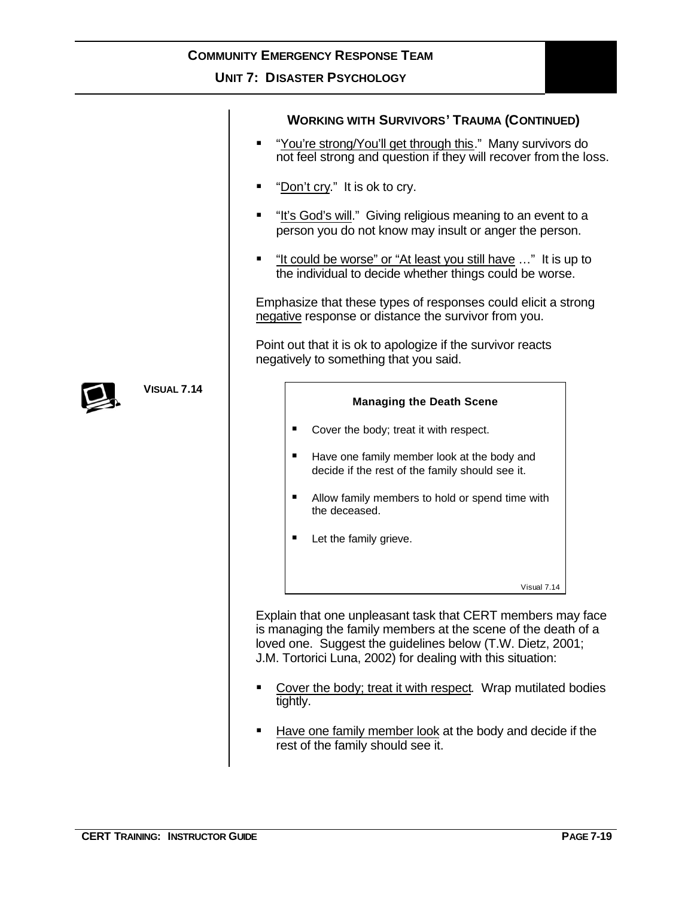### Working with Survivors' Trauma (Continued)

- "<u>You're strong/You'll get through this</u>." Many survivors do not feel strong and question if they will recover from the loss.
- "<u>Don't cry</u>." It is ok to cry.
- "<u>It's God's will</u>." Giving religious meaning to an event to a person you do not know may insult or anger the person.
- "<u>It could be worse" or "At least you still have</u> …" It is up to the individual to decide whether things could be worse.

Emphasize that these types of responses could elicit a strong <u>negative</u> response or distance the survivor from you.

Point out that it is ok to apologize if the survivor reacts negatively to something that you said.

**Visual 7.14**

> **Managing the Death Scene**
>
> - Cover the body; treat it with respect.
> - Have one family member look at the body and decide if the rest of the family should see it.
> - Allow family members to hold or spend time with the deceased.
> - Let the family grieve.
>
> Visual 7.14

Explain that one unpleasant task that CERT members may face is managing the family members at the scene of the death of a loved one. Suggest the guidelines below (T.W. Dietz, 2001; J.M. Tortorici Luna, 2002) for dealing with this situation:

- <u>Cover the body; treat it with respect</u>. Wrap mutilated bodies tightly.
- <u>Have one family member look</u> at the body and decide if the rest of the family should see it.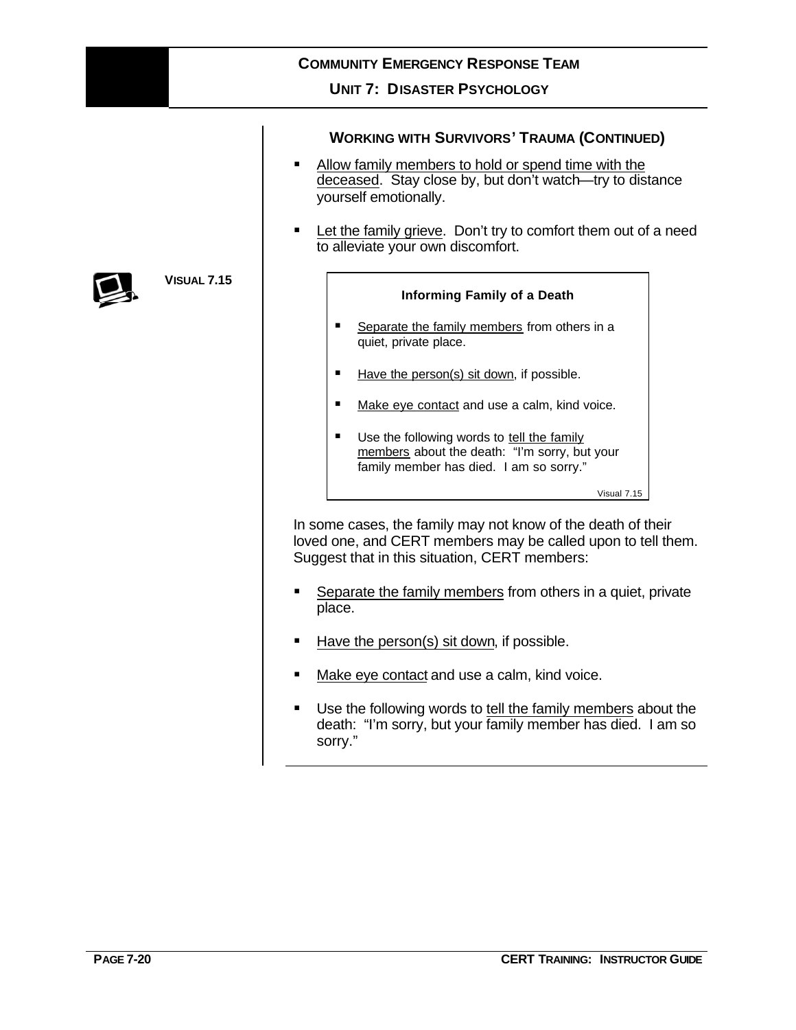### WORKING WITH SURVIVORS' TRAUMA (CONTINUED)

- Allow family members to hold or spend time with the deceased. Stay close by, but don't watch—try to distance yourself emotionally.

- Let the family grieve. Don't try to comfort them out of a need to alleviate your own discomfort.

**VISUAL 7.15**

> **Informing Family of a Death**
>
> - Separate the family members from others in a quiet, private place.
> - Have the person(s) sit down, if possible.
> - Make eye contact and use a calm, kind voice.
> - Use the following words to tell the family members about the death: "I'm sorry, but your family member has died. I am so sorry."
>
> Visual 7.15

In some cases, the family may not know of the death of their loved one, and CERT members may be called upon to tell them. Suggest that in this situation, CERT members:

- Separate the family members from others in a quiet, private place.

- Have the person(s) sit down, if possible.

- Make eye contact and use a calm, kind voice.

- Use the following words to tell the family members about the death: "I'm sorry, but your family member has died. I am so sorry."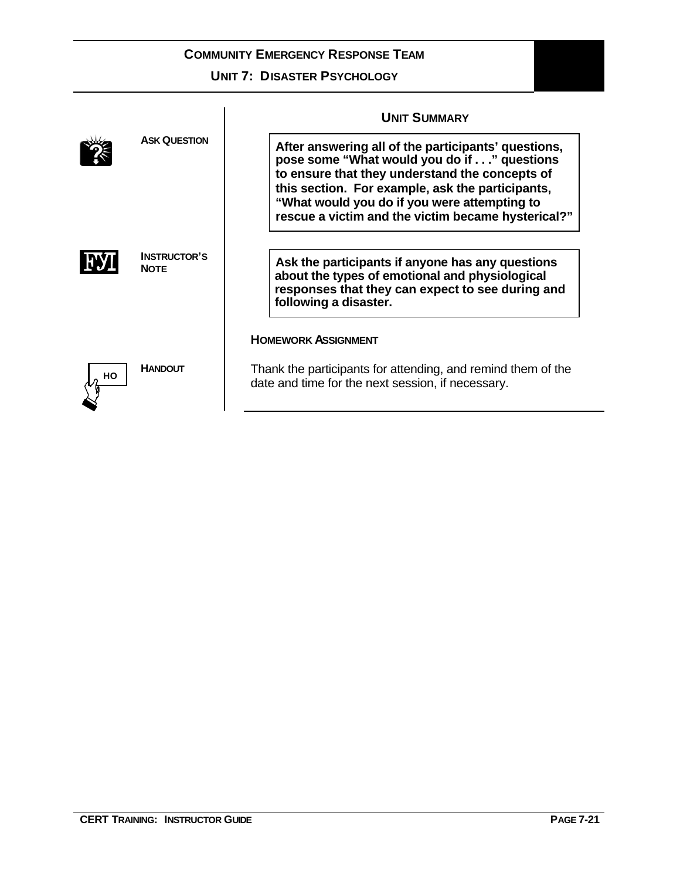## UNIT SUMMARY

**ASK QUESTION**

**After answering all of the participants' questions, pose some "What would you do if . . ." questions to ensure that they understand the concepts of this section. For example, ask the participants, "What would you do if you were attempting to rescue a victim and the victim became hysterical?"**

**INSTRUCTOR'S NOTE**

**Ask the participants if anyone has any questions about the types of emotional and physiological responses that they can expect to see during and following a disaster.**

### HOMEWORK ASSIGNMENT

**HANDOUT**

Thank the participants for attending, and remind them of the date and time for the next session, if necessary.